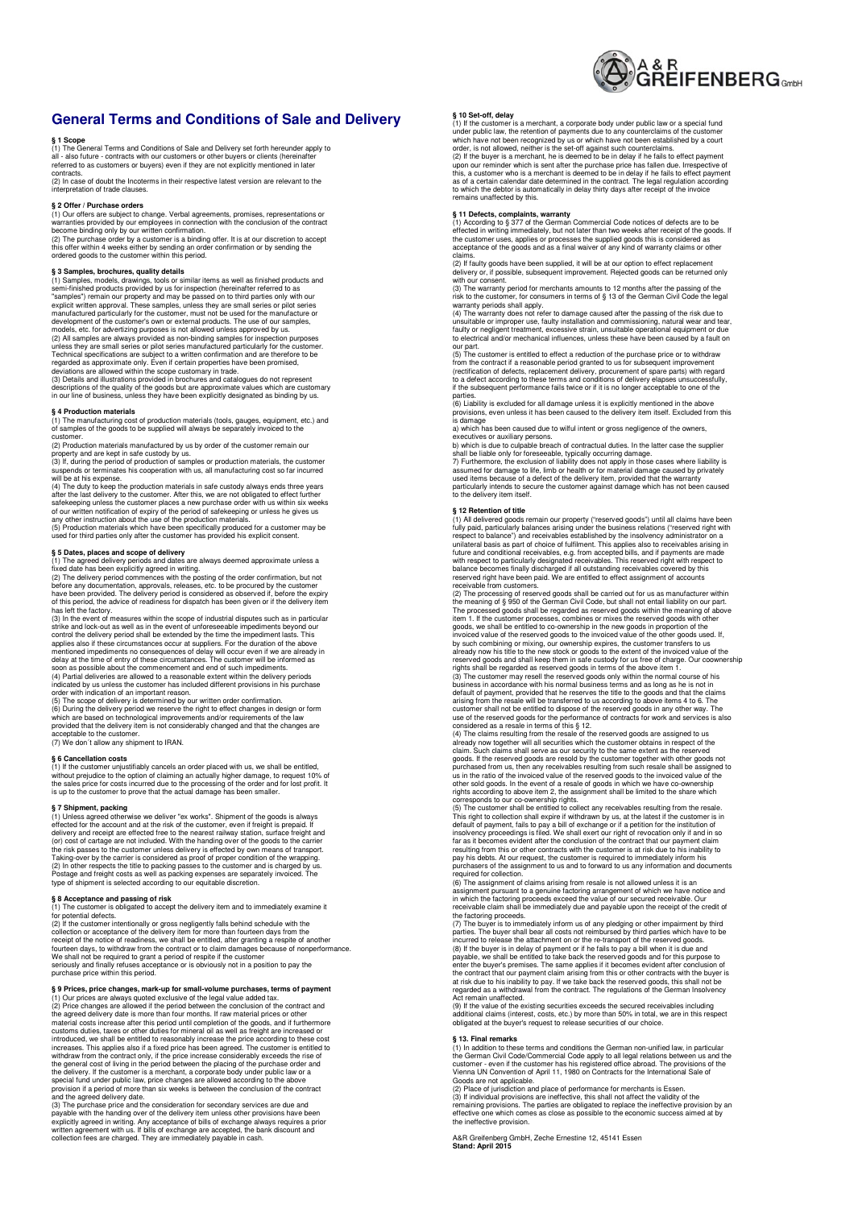# General Terms and Conditions of Sale and Delivery

**§ 1 Scope**

(1) The General Terms and Conditions of Sale and Delivery set forth hereunder apply to all - also future - contracts with our customers or other buyers or clients (hereinafter referred to as customers or buyers) even if they are not explicitly mentioned in later contracts.

(2) In case of doubt the Incoterms in their respective latest version are relevant to the interpretation of trade clauses.

**§ 2 Offer / Purchase orders**

(1) Our offers are subject to change. Verbal agreements, promises, representations or warranties provided by our employees in connection with the conclusion of the contract become binding only by our written confirmation.

(2) The purchase order by a customer is a binding offer. It is at our discretion to accept this offer within 4 weeks either by sending an order confirmation or by sending the ordered goods to the customer within this period.

**§ 3 Samples, brochures, quality details**

(1) Samples, models, drawings, tools or similar items as well as finished products and semi-finished products provided by us for inspection (hereinafter referred to as "samples") remain our property and may be passed on to third parties only with our explicit written approval. These samples, unless they are small series or pilot series manufactured particularly for the customer, must not be used for the manufacture or development of the customer's own or external products. The use of our samples, models, etc. for advertizing purposes is not allowed unless approved by us.

(2) All samples are always provided as non-binding samples for inspection purposes unless they are small series or pilot series manufactured particularly for the customer. Technical specifications are subject to a written confirmation and are therefore to be regarded as approximate only. Even if certain properties have been promised, deviations are allowed within the scope customary in trade.

(3) Details and illustrations provided in brochures and catalogues do not represent descriptions of the quality of the goods but are approximate values which are customary in our line of business, unless they have been explicitly designated as binding by us.

**§ 4 Production materials**

(1) The manufacturing cost of production materials (tools, gauges, equipment, etc.) and of samples of the goods to be supplied will always be separately invoiced to the customer.

(2) Production materials manufactured by us by order of the customer remain our property and are kept in safe custody by us.

(3) If, during the period of production of samples or production materials, the customer suspends or terminates his cooperation with us, all manufacturing cost so far incurred will be at his expense.

(4) The duty to keep the production materials in safe custody always ends three years after the last delivery to the customer. After this, we are not obligated to effect further safekeeping unless the customer places a new purchase order with us within six weeks of our written notification of expiry of the period of safekeeping or unless he gives us any other instruction about the use of the production materials.

(5) Production materials which have been specifically produced for a customer may be used for third parties only after the customer has provided his explicit consent.

**§ 5 Dates, places and scope of delivery**

(1) The agreed delivery periods and dates are always deemed approximate unless a fixed date has been explicitly agreed in writing.

(2) The delivery period commences with the posting of the order confirmation, but not before any documentation, approvals, releases, etc. to be procured by the customer have been provided. The delivery period is considered as observed if, before the expiry of this period, the advice of readiness for dispatch has been given or if the delivery item has left the factory.

(3) In the event of measures within the scope of industrial disputes such as in particular strike and lock-out as well as in the event of unforeseeable impediments beyond our control the delivery period shall be extended by the time the impediment lasts. This applies also if these circumstances occur at suppliers. For the duration of the above mentioned impediments no consequences of delay will occur even if we are already in delay at the time of entry of these circumstances. The customer will be informed as soon as possible about the commencement and end of such impediments.

(4) Partial deliveries are allowed to a reasonable extent within the delivery periods indicated by us unless the customer has included different provisions in his purchase order with indication of an important reason.

(5) The scope of delivery is determined by our written order confirmation.

(6) During the delivery period we reserve the right to effect changes in design or form which are based on technological improvements and/or requirements of the law provided that the delivery item is not considerably changed and that the changes are acceptable to the customer.

(7) We don´t allow any shipment to IRAN.

**§ 6 Cancellation costs**

(1) If the customer unjustifiably cancels an order placed with us, we shall be entitled, without prejudice to the option of claiming an actually higher damage, to request 10% of the sales price for costs incurred due to the processing of the order and for lost profit. It is up to the customer to prove that the actual damage has been smaller.

**§ 7 Shipment, packing**

(1) Unless agreed otherwise we deliver "ex works". Shipment of the goods is always effected for the account and at the risk of the customer, even if freight is prepaid. If delivery and receipt are effected free to the nearest railway station, surface freight and (or) cost of cartage are not included. With the handing over of the goods to the carrier the risk passes to the customer unless delivery is effected by own means of transport. Taking-over by the carrier is considered as proof of proper condition of the wrapping.

(2) In other respects the title to packing passes to the customer and is charged by us. Postage and freight costs as well as packing expenses are separately invoiced. The type of shipment is selected according to our equitable discretion.

**§ 8 Acceptance and passing of risk**

(1) The customer is obligated to accept the delivery item and to immediately examine it for potential defects.

(2) If the customer intentionally or gross negligently falls behind schedule with the collection or acceptance of the delivery item for more than fourteen days from the receipt of the notice of readiness, we shall be entitled, after granting a respite of another fourteen days, to withdraw from the contract or to claim damages because of nonperformance. We shall not be required to grant a period of respite if the customer seriously and finally refuses acceptance or is obviously not in a position to pay the purchase price within this period.

**§ 9 Prices, price changes, mark-up for small-volume purchases, terms of payment**

(1) Our prices are always quoted exclusive of the legal value added tax.

(2) Price changes are allowed if the period between the conclusion of the contract and the agreed delivery date is more than four months. If raw material prices or other material costs increase after this period until completion of the goods, and if furthermore customs duties, taxes or other duties for mineral oil as well as freight are increased or introduced, we shall be entitled to reasonably increase the price according to these cost increases. This applies also if a fixed price has been agreed. The customer is entitled to withdraw from the contract only, if the price increase considerably exceeds the rise of the general cost of living in the period between the placing of the purchase order and the delivery. If the customer is a merchant, a corporate body under public law or a special fund under public law, price changes are allowed according to the above provision if a period of more than six weeks is between the conclusion of the contract and the agreed delivery date.

(3) The purchase price and the consideration for secondary services are due and payable with the handing over of the delivery item unless other provisions have been explicitly agreed in writing. Any acceptance of bills of exchange always requires a prior written agreement with us. If bills of exchange are accepted, the bank discount and collection fees are charged. They are immediately payable in cash.

**§ 10 Set-off, delay**

(1) If the customer is a merchant, a corporate body under public law or a special fund under public law, the retention of payments due to any counterclaims of the customer which have not been recognized by us or which have not been established by a court order, is not allowed, neither is the set-off against such counterclaims.

(2) If the buyer is a merchant, he is deemed to be in delay if he fails to effect payment upon our reminder which is sent after the purchase price has fallen due. Irrespective of this, a customer who is a merchant is deemed to be in delay if he fails to effect payment as of a certain calendar date determined in the contract. The legal regulation according to which the debtor is automatically in delay thirty days after receipt of the invoice remains unaffected by this.

**§ 11 Defects, complaints, warranty**

(1) According to § 377 of the German Commercial Code notices of defects are to be effected in writing immediately, but not later than two weeks after receipt of the goods. If the customer uses, applies or processes the supplied goods this is considered as acceptance of the goods and as a final waiver of any kind of warranty claims or other claims.

(2) If faulty goods have been supplied, it will be at our option to effect replacement delivery or, if possible, subsequent improvement. Rejected goods can be returned only with our consent.

(3) The warranty period for merchants amounts to 12 months after the passing of the risk to the customer, for consumers in terms of § 13 of the German Civil Code the legal warranty periods shall apply.

(4) The warranty does not refer to damage caused after the passing of the risk due to unsuitable or improper use, faulty installation and commissioning, natural wear and tear, faulty or negligent treatment, excessive strain, unsuitable operational equipment or due to electrical and/or mechanical influences, unless these have been caused by a fault on our part.

(5) The customer is entitled to effect a reduction of the purchase price or to withdraw from the contract if a reasonable period granted to us for subsequent improvement (rectification of defects, replacement delivery, procurement of spare parts) with regard to a defect according to these terms and conditions of delivery elapses unsuccessfully, if the subsequent performance fails twice or if it is no longer acceptable to one of the parties.

(6) Liability is excluded for all damage unless it is explicitly mentioned in the above provisions, even unless it has been caused to the delivery item itself. Excluded from this is damage

a) which has been caused due to wilful intent or gross negligence of the owners, executives or auxiliary persons.

b) which is due to culpable breach of contractual duties. In the latter case the supplier shall be liable only for foreseeable, typically occurring damage.

7) Furthermore, the exclusion of liability does not apply in those cases where liability is assumed for damage to life, limb or health or for material damage caused by privately used items because of a defect of the delivery item, provided that the warranty particularly intends to secure the customer against damage which has not been caused to the delivery item itself.

**§ 12 Retention of title**

(1) All delivered goods remain our property ("reserved goods") until all claims have been fully paid, particularly balances arising under the business relations ("reserved right with respect to balance") and receivables established by the insolvency administrator on a unilateral basis as part of choice of fulfilment. This applies also to receivables arising in future and conditional receivables, e.g. from accepted bills, and if payments are made with respect to particularly designated receivables. This reserved right with respect to balance becomes finally discharged if all outstanding receivables covered by this reserved right have been paid. We are entitled to effect assignment of accounts receivable from customers.

(2) The processing of reserved goods shall be carried out for us as manufacturer within the meaning of § 950 of the German Civil Code, but shall not entail liability on our part. The processed goods shall be regarded as reserved goods within the meaning of above item 1. If the customer processes, combines or mixes the reserved goods with other goods, we shall be entitled to co-ownership in the new goods in proportion of the invoiced value of the reserved goods to the invoiced value of the other goods used. If, by such combining or mixing, our ownership expires, the customer transfers to us already now his title to the new stock or goods to the extent of the invoiced value of the reserved goods and shall keep them in safe custody for us free of charge. Our coownership rights shall be regarded as reserved goods in terms of the above item 1.

(3) The customer may resell the reserved goods only within the normal course of his business in accordance with his normal business terms and as long as he is not in default of payment, provided that he reserves the title to the goods and that the claims arising from the resale will be transferred to us according to above items 4 to 6. The customer shall not be entitled to dispose of the reserved goods in any other way. The use of the reserved goods for the performance of contracts for work and services is also considered as a resale in terms of this § 12.

(4) The claims resulting from the resale of the reserved goods are assigned to us already now together will all securities which the customer obtains in respect of the claim. Such claims shall serve as our security to the same extent as the reserved goods. If the reserved goods are resold by the customer together with other goods not purchased from us, then any receivables resulting from such resale shall be assigned to us in the ratio of the invoiced value of the reserved goods to the invoiced value of the other sold goods. In the event of a resale of goods in which we have co-ownership rights according to above item 2, the assignment shall be limited to the share which corresponds to our co-ownership rights.

(5) The customer shall be entitled to collect any receivables resulting from the resale. This right to collection shall expire if withdrawn by us, at the latest if the customer is in default of payment, fails to pay a bill of exchange or if a petition for the institution of insolvency proceedings is filed. We shall exert our right of revocation only if and in so far as it becomes evident after the conclusion of the contract that our payment claim resulting from this or other contracts with the customer is at risk due to his inability to pay his debts. At our request, the customer is required to immediately inform his purchasers of the assignment to us and to forward to us any information and documents required for collection.

(6) The assignment of claims arising from resale is not allowed unless it is an assignment pursuant to a genuine factoring arrangement of which we have notice and in which the factoring proceeds exceed the value of our secured receivable. Our receivable claim shall be immediately due and payable upon the receipt of the credit of the factoring proceeds.

(7) The buyer is to immediately inform us of any pledging or other impairment by third parties. The buyer shall bear all costs not reimbursed by third parties which have to be incurred to release the attachment on or the re-transport of the reserved goods.

(8) If the buyer is in delay of payment or if he fails to pay a bill when it is due and payable, we shall be entitled to take back the reserved goods and for this purpose to enter the buyer's premises. The same applies if it becomes evident after conclusion of the contract that our payment claim arising from this or other contracts with the buyer is at risk due to his inability to pay. If we take back the reserved goods, this shall not be regarded as a withdrawal from the contract. The regulations of the German Insolvency Act remain unaffected.

(9) If the value of the existing securities exceeds the secured receivables including additional claims (interest, costs, etc.) by more than 50% in total, we are in this respect obligated at the buyer's request to release securities of our choice.

**§ 13. Final remarks**

(1) In addition to these terms and conditions the German non-unified law, in particular the German Civil Code/Commercial Code apply to all legal relations between us and the customer - even if the customer has his registered office abroad. The provisions of the Vienna UN Convention of April 11, 1980 on Contracts for the International Sale of Goods are not applicable.

(2) Place of jurisdiction and place of performance for merchants is Essen.

(3) If individual provisions are ineffective, this shall not affect the validity of the remaining provisions. The parties are obligated to replace the ineffective provision by an effective one which comes as close as possible to the economic success aimed at by the ineffective provision.

A&R Greifenberg GmbH, Zeche Ernestine 12, 45141 Essen

**Stand: April 2015**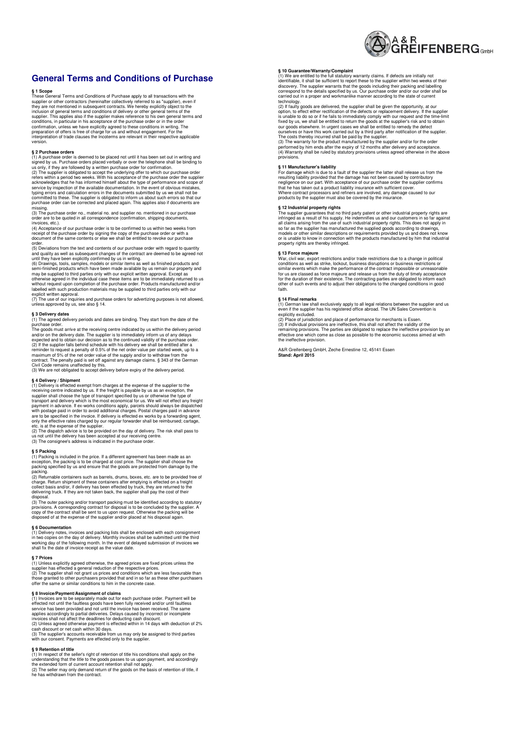# General Terms and Conditions of Purchase

**§ 1 Scope**

These General Terms and Conditions of Purchase apply to all transactions with the supplier or other contractors (hereinafter collectively referred to as "supplier), even if they are not mentioned in subsequent contracts. We hereby explicitly object to the inclusion of general terms and conditions of delivery or other general terms of the supplier. This applies also if the supplier makes reference to his own general terms and conditions, in particular in his acceptance of the purchase order or in the order confirmation, unless we have explicitly agreed to these conditions in writing. The preparation of offers is free of charge for us and without engagement. For the interpretation of trade clauses the Incoterms are relevant in their respective applicable version.

**§ 2 Purchase orders**

(1) A purchase order is deemed to be placed not until it has been set out in writing and signed by us. Purchase orders placed verbally or over the telephone shall be binding to us only, if they are followed by a written purchase order for confirmation.
(2) The supplier is obligated to accept the underlying offer to which our purchase order refers within a period two weeks. With his acceptance of the purchase order the supplier acknowledges that he has informed himself about the type of performance and scope of service by inspection of the available documentation. In the event of obvious mistakes, typing errors and calculation errors in the documents submitted by us we shall not be committed to these. The supplier is obligated to inform us about such errors so that our purchase order can be corrected and placed again. This applies also if documents are missing.
(3) The purchase order no., material no. and supplier no. mentioned in our purchase order are to be quoted in all correspondence (confirmation, shipping documents, invoices, etc.).
(4) Acceptance of our purchase order is to be confirmed to us within two weeks from receipt of the purchase order by signing the copy of the purchase order or with a document of the same contents or else we shall be entitled to revoke our purchase order.
(5) Deviations from the text and contents of our purchase order with regard to quantity and quality as well as subsequent changes of the contract are deemed to be agreed not until they have been explicitly confirmed by us in writing.
(6) Drawings, tools, samples, models or similar items as well as finished products and semi-finished products which have been made available by us remain our property and may be supplied to third parties only with our explicit written approval. Except as otherwise agreed in the individual case these items are to be immediately returned to us without request upon completion of the purchase order. Products manufactured and/or labelled with such production materials may be supplied to third parties only with our explicit written approval.
(7) The use of our inquiries and purchase orders for advertizing purposes is not allowed, unless approved by us, see also § 14.

**§ 3 Delivery dates**

(1) The agreed delivery periods and dates are binding. They start from the date of the purchase order.
The goods must arrive at the receiving centre indicated by us within the delivery period and/or on the delivery date. The supplier is to immediately inform us of any delays expected and to obtain our decision as to the continued validity of the purchase order.
(2) If the supplier falls behind schedule with his delivery we shall be entitled after a reminder to request a penalty of 0.5% of the net order value per started week, up to a maximum of 5% of the net order value of the supply and/or to withdraw from the contract. The penalty paid is set off against any damage claims. § 343 of the German Civil Code remains unaffected by this.
(3) We are not obligated to accept delivery before expiry of the delivery period.

**§ 4 Delivery / Shipment**

(1) Delivery is effected exempt from charges at the expense of the supplier to the receiving centre indicated by us. If the freight is payable by us as an exception, the supplier shall choose the type of transport specified by us or otherwise the type of transport and delivery which is the most economical for us. We will not effect any freight payment in advance. If ex-works conditions apply, parcels should always be dispatched with postage paid in order to avoid additional charges. Postal charges paid in advance are to be specified in the invoice. If delivery is effected ex works by a forwarding agent, only the effective rates charged by our regular forwarder shall be reimbursed; cartage, etc. is at the expense of the supplier.
(2) The dispatch advice is to be provided on the day of delivery. The risk shall pass to us not until the delivery has been accepted at our receiving centre.
(3) The consignee's address is indicated in the purchase order.

**§ 5 Packing**

(1) Packing is included in the price. If a different agreement has been made as an exception, the packing is to be charged at cost price. The supplier shall choose the packing specified by us and ensure that the goods are protected from damage by the packing.
(2) Returnable containers such as barrels, drums, boxes, etc. are to be provided free of charge. Return shipment of these containers after emptying is effected on a freight collect basis and/or, if delivery has been effected by truck, they are returned to the delivering truck. If they are not taken back, the supplier shall pay the cost of their disposal.
(3) The outer packing and/or transport packing must be identified according to statutory provisions. A corresponding contract for disposal is to be concluded by the supplier. A copy of the contract shall be sent to us upon request. Otherwise the packing will be disposed of at the expense of the supplier and/or placed at his disposal again.

**§ 6 Documentation**

(1) Delivery notes, invoices and packing lists shall be enclosed with each consignment in two copies on the day of delivery. Monthly invoices shall be submitted until the third working day of the following month. In the event of delayed submission of invoices we shall fix the date of invoice receipt as the value date.

**§ 7 Prices**

(1) Unless explicitly agreed otherwise, the agreed prices are fixed prices unless the supplier has effected a general reduction of the respective prices.
(2) The supplier shall not grant us prices and conditions which are less favourable than those granted to other purchasers provided that and in so far as these other purchasers offer the same or similar conditions to him in the concrete case.

**§ 8 Invoice/Payment/Assignment of claims**

(1) Invoices are to be separately made out for each purchase order. Payment will be effected not until the faultless goods have been fully received and/or until faultless service has been provided and not until the invoice has been received. The same applies accordingly to partial deliveries. Delays caused by incorrect or incomplete invoices shall not affect the deadlines for deducting cash discount.
(2) Unless agreed otherwise payment is effected within in 14 days with deduction of 2% cash discount or net cash within 30 days.
(3) The supplier's accounts receivable from us may only be assigned to third parties with our consent. Payments are effected only to the supplier.

**§ 9 Retention of title**

(1) In respect of the seller's right of retention of title his conditions shall apply on the understanding that the title to the goods passes to us upon payment, and accordingly the extended form of current account retention shall not apply.
(2) The seller may only demand return of the goods on the basis of retention of title, if he has withdrawn from the contract.

**§ 10 Guarantee/Warranty/Complaint**

(1) We are entitled to the full statutory warranty claims. If defects are initially not identifiable, it shall be sufficient to report these to the supplier within two weeks of their discovery. The supplier warrants that the goods including their packing and labelling correspond to the details specified by us. Our purchase order and/or our order shall be carried out in a proper and workmanlike manner according to the state of current technology.
(2) If faulty goods are delivered, the supplier shall be given the opportunity, at our option, to effect either rectification of the defects or replacement delivery. If the supplier is unable to do so or if he fails to immediately comply with our request and the time-limit fixed by us, we shall be entitled to return the goods at the supplier's risk and to obtain our goods elsewhere. In urgent cases we shall be entitled to remedy the defect ourselves or have this work carried out by a third party after notification of the supplier. The costs thereby incurred shall be paid by the supplier.
(3) The warranty for the product manufactured by the supplier and/or for the order performed by him ends after the expiry of 12 months after delivery and acceptance.
(4) Warranty shall be ruled by statutory provisions unless agreed otherwise in the above provisions.

**§ 11 Manufacturer's liability**

For damage which is due to a fault of the supplier the latter shall release us from the resulting liability provided that the damage has not been caused by contributory negligence on our part. With acceptance of our purchase order the supplier confirms that he has taken out a product liability insurance with sufficient cover.
Where contract processors and refiners are involved, any damage caused to our products by the supplier must also be covered by the insurance.

**§ 12 Industrial property rights**

The supplier guarantees that no third party patent or other industrial property rights are infringed as a result of his supply. He indemnifies us and our customers in so far against all claims arising from the use of such industrial property rights. This does not apply in so far as the supplier has manufactured the supplied goods according to drawings, models or other similar descriptions or requirements provided by us and does not know or is unable to know in connection with the products manufactured by him that industrial property rights are thereby infringed.

**§ 13 Force majeure**

War, civil war, export restrictions and/or trade restrictions due to a change in political conditions as well as strike, lockout, business disruptions or business restrictions or similar events which make the performance of the contract impossible or unreasonable for us are classed as force majeure and release us from the duty of timely acceptance for the duration of their existence. The contracting parties are obligated to inform each other of such events and to adjust their obligations to the changed conditions in good faith.

**§ 14 Final remarks**

(1) German law shall exclusively apply to all legal relations between the supplier and us even if the supplier has his registered office abroad. The UN Sales Convention is explicitly excluded.
(2) Place of jurisdiction and place of performance for merchants is Essen.
(3) If individual provisions are ineffective, this shall not affect the validity of the remaining provisions. The parties are obligated to replace the ineffective provision by an effective one which come as close as possible to the economic success aimed at with the ineffective provision.

A&R Greifenberg GmbH, Zeche Ernestine 12, 45141 Essen
**Stand: April 2015**